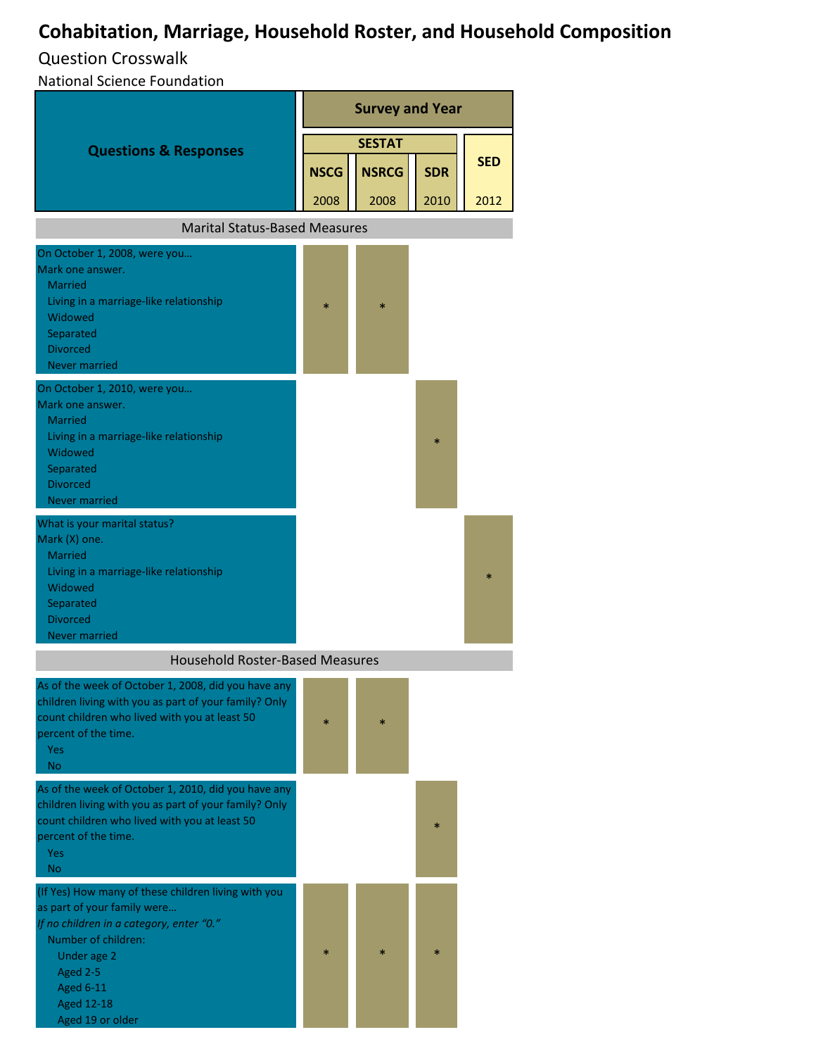# Cohabitation, Marriage, Household Roster, and Household Composition

Question Crosswalk

National Science Foundation

| Questions & Responses | Survey and Year | | | |
|---|---|---|---|---|
| | SESTAT | | | SED |
| | NSCG 2008 | NSRCG 2008 | SDR 2010 | 2012 |
| **Marital Status-Based Measures** | | | | |
| On October 1, 2008, were you… Mark one answer. Married / Living in a marriage-like relationship / Widowed / Separated / Divorced / Never married | * | * | | |
| On October 1, 2010, were you… Mark one answer. Married / Living in a marriage-like relationship / Widowed / Separated / Divorced / Never married | | | * | |
| What is your marital status? Mark (X) one. Married / Living in a marriage-like relationship / Widowed / Separated / Divorced / Never married | | | | * |
| **Household Roster-Based Measures** | | | | |
| As of the week of October 1, 2008, did you have any children living with you as part of your family? Only count children who lived with you at least 50 percent of the time. Yes / No | * | * | | |
| As of the week of October 1, 2010, did you have any children living with you as part of your family? Only count children who lived with you at least 50 percent of the time. Yes / No | | | * | |
| (If Yes) How many of these children living with you as part of your family were… *If no children in a category, enter "0."* Number of children: Under age 2 / Aged 2-5 / Aged 6-11 / Aged 12-18 / Aged 19 or older | * | * | * | |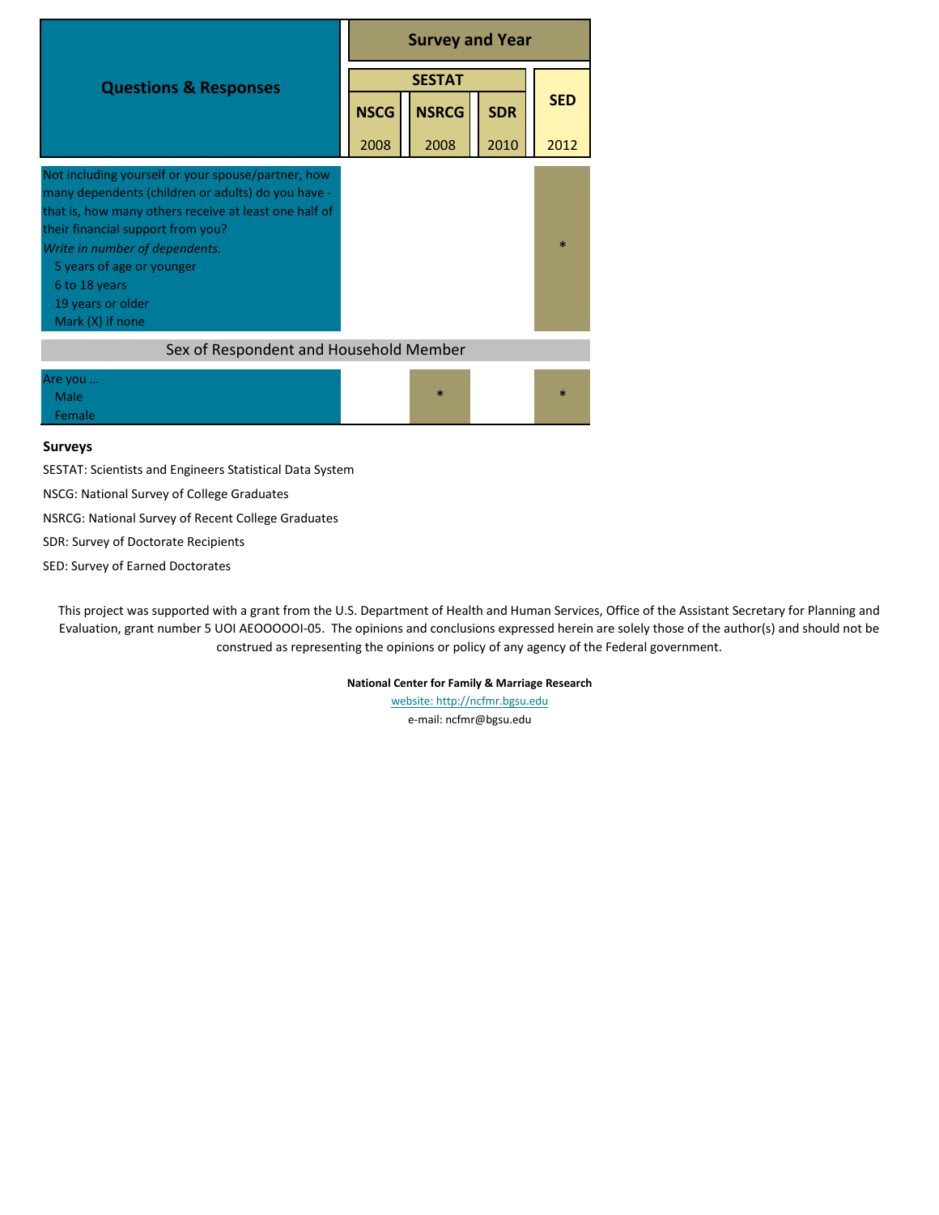| Questions & Responses | Survey and Year | | | |
|---|---|---|---|---|
| | SESTAT | | | SED |
| | NSCG 2008 | NSRCG 2008 | SDR 2010 | 2012 |
| Not including yourself or your spouse/partner, how many dependents (children or adults) do you have - that is, how many others receive at least one half of their financial support from you?<br>*Write in number of dependents.*<br>5 years of age or younger<br>6 to 18 years<br>19 years or older<br>Mark (X) if none | | | | * |
| **Sex of Respondent and Household Member** | | | | |
| Are you …<br>Male<br>Female | | * | | * |

**Surveys**

SESTAT: Scientists and Engineers Statistical Data System

NSCG: National Survey of College Graduates

NSRCG: National Survey of Recent College Graduates

SDR: Survey of Doctorate Recipients

SED: Survey of Earned Doctorates

This project was supported with a grant from the U.S. Department of Health and Human Services, Office of the Assistant Secretary for Planning and Evaluation, grant number 5 UOI AEOOOOOI-05. The opinions and conclusions expressed herein are solely those of the author(s) and should not be construed as representing the opinions or policy of any agency of the Federal government.

**National Center for Family & Marriage Research**

website: http://ncfmr.bgsu.edu

e-mail: ncfmr@bgsu.edu